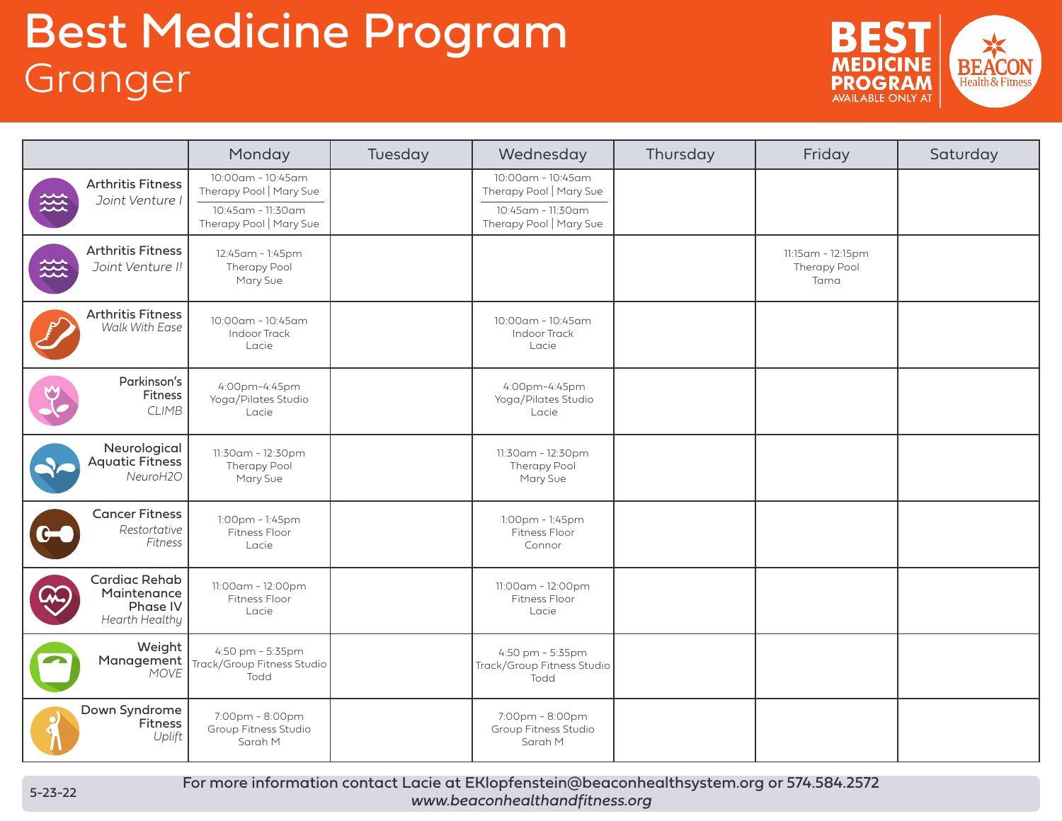# Best Medicine Program

## Granger

BEST MEDICINE PROGRAM AVAILABLE ONLY AT BEACON Health & Fitness

| | Monday | Tuesday | Wednesday | Thursday | Friday | Saturday |
|---|---|---|---|---|---|---|
| **Arthritis Fitness** *Joint Venture I* | 10:00am - 10:45am Therapy Pool \| Mary Sue<br>10:45am - 11:30am Therapy Pool \| Mary Sue | | 10:00am - 10:45am Therapy Pool \| Mary Sue<br>10:45am - 11:30am Therapy Pool \| Mary Sue | | | |
| **Arthritis Fitness** *Joint Venture II* | 12:45am - 1:45pm Therapy Pool Mary Sue | | | | 11:15am - 12:15pm Therapy Pool Tama | |
| **Arthritis Fitness** *Walk With Ease* | 10:00am - 10:45am Indoor Track Lacie | | 10:00am - 10:45am Indoor Track Lacie | | | |
| **Parkinson's Fitness** *CLIMB* | 4:00pm-4:45pm Yoga/Pilates Studio Lacie | | 4:00pm-4:45pm Yoga/Pilates Studio Lacie | | | |
| **Neurological Aquatic Fitness** *NeuroH2O* | 11:30am - 12:30pm Therapy Pool Mary Sue | | 11:30am - 12:30pm Therapy Pool Mary Sue | | | |
| **Cancer Fitness** *Restortative Fitness* | 1:00pm - 1:45pm Fitness Floor Lacie | | 1:00pm - 1:45pm Fitness Floor Connor | | | |
| **Cardiac Rehab Maintenance Phase IV** *Hearth Healthy* | 11:00am - 12:00pm Fitness Floor Lacie | | 11:00am - 12:00pm Fitness Floor Lacie | | | |
| **Weight Management** *MOVE* | 4:50 pm - 5:35pm Track/Group Fitness Studio Todd | | 4:50 pm - 5:35pm Track/Group Fitness Studio Todd | | | |
| **Down Syndrome Fitness** *Uplift* | 7:00pm - 8:00pm Group Fitness Studio Sarah M | | 7:00pm - 8:00pm Group Fitness Studio Sarah M | | | |

5-23-22

**For more information contact Lacie at EKlopfenstein@beaconhealthsystem.org or 574.584.2572**
***www.beaconhealthandfitness.org***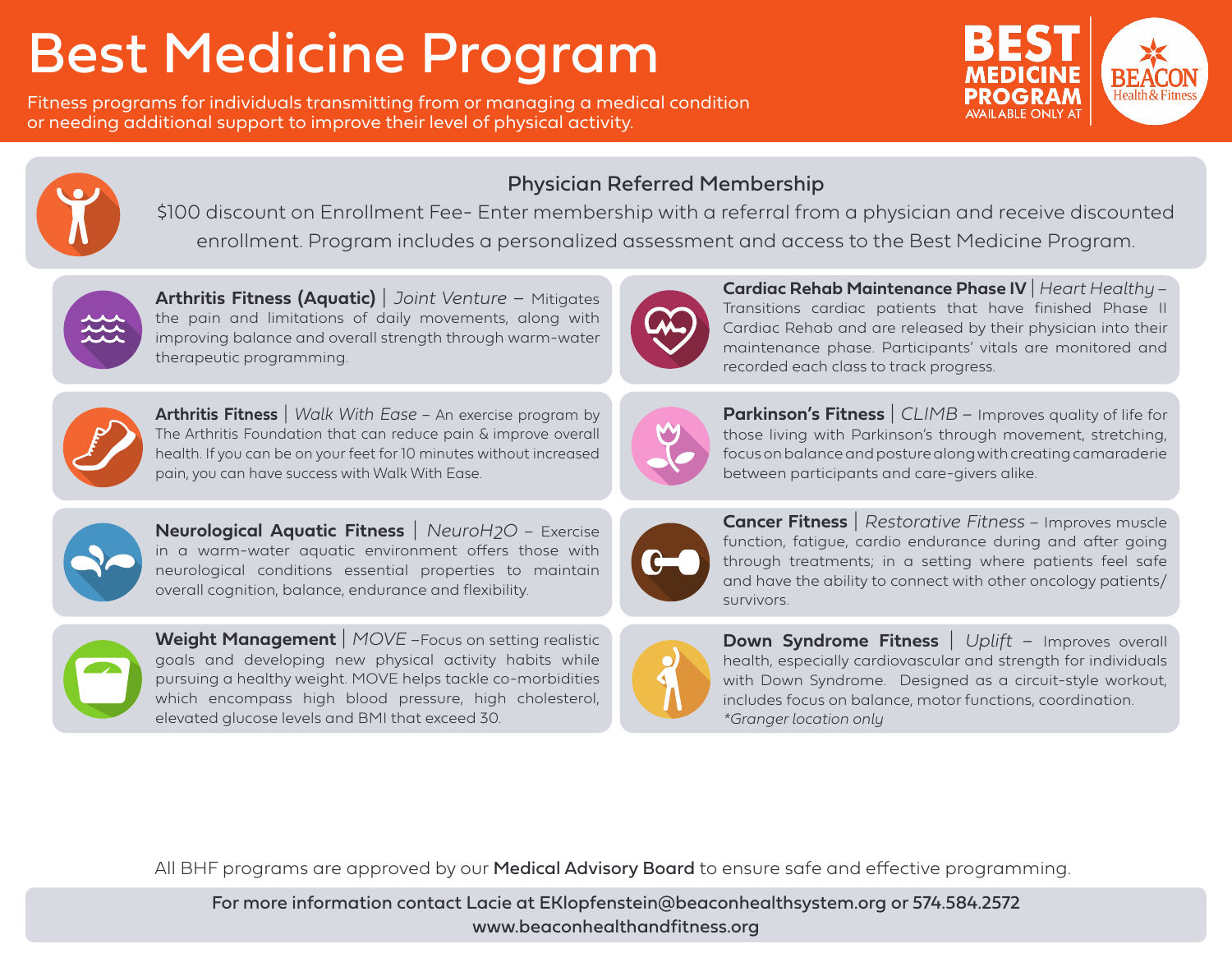# Best Medicine Program

Fitness programs for individuals transmitting from or managing a medical condition or needing additional support to improve their level of physical activity.

BEST MEDICINE PROGRAM AVAILABLE ONLY AT BEACON Health & Fitness

## Physician Referred Membership

$100 discount on Enrollment Fee- Enter membership with a referral from a physician and receive discounted enrollment. Program includes a personalized assessment and access to the Best Medicine Program.

**Arthritis Fitness (Aquatic)** | *Joint Venture* – Mitigates the pain and limitations of daily movements, along with improving balance and overall strength through warm-water therapeutic programming.

**Arthritis Fitness** | *Walk With Ease* – An exercise program by The Arthritis Foundation that can reduce pain & improve overall health. If you can be on your feet for 10 minutes without increased pain, you can have success with Walk With Ease.

**Neurological Aquatic Fitness** | *NeuroH2O* – Exercise in a warm-water aquatic environment offers those with neurological conditions essential properties to maintain overall cognition, balance, endurance and flexibility.

**Weight Management** | *MOVE* –Focus on setting realistic goals and developing new physical activity habits while pursuing a healthy weight. MOVE helps tackle co-morbidities which encompass high blood pressure, high cholesterol, elevated glucose levels and BMI that exceed 30.

**Cardiac Rehab Maintenance Phase IV** | *Heart Healthy* – Transitions cardiac patients that have finished Phase II Cardiac Rehab and are released by their physician into their maintenance phase. Participants' vitals are monitored and recorded each class to track progress.

**Parkinson's Fitness** | *CLIMB* – Improves quality of life for those living with Parkinson's through movement, stretching, focus on balance and posture along with creating camaraderie between participants and care-givers alike.

**Cancer Fitness** | *Restorative Fitness* – Improves muscle function, fatigue, cardio endurance during and after going through treatments; in a setting where patients feel safe and have the ability to connect with other oncology patients/ survivors.

**Down Syndrome Fitness** | *Uplift* – Improves overall health, especially cardiovascular and strength for individuals with Down Syndrome. Designed as a circuit-style workout, includes focus on balance, motor functions, coordination.
*\*Granger location only*

All BHF programs are approved by our **Medical Advisory Board** to ensure safe and effective programming.

**For more information contact Lacie at EKlopfenstein@beaconhealthsystem.org or 574.584.2572**
**www.beaconhealthandfitness.org**